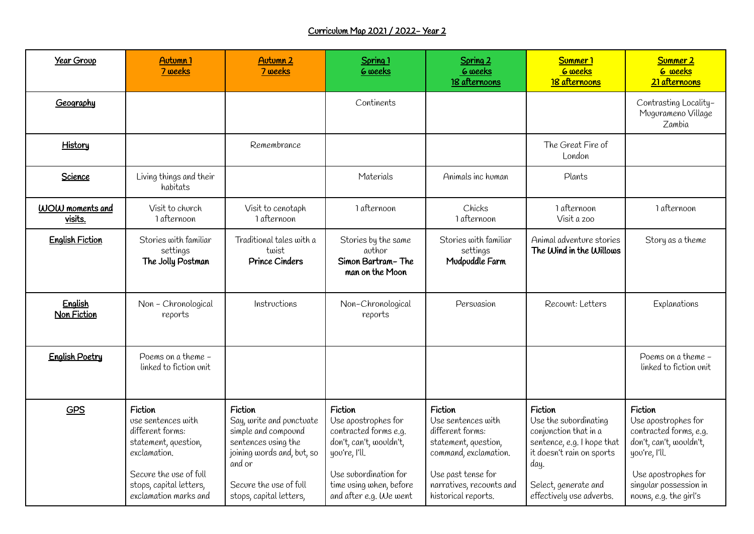# Curriculum Map 2021 / 2022– Year 2

| Year Group | Autumn 1 7 weeks | Autumn 2 7 weeks | Spring 1 6 weeks | Spring 2 6 weeks 18 afternoons | Summer 1 6 weeks 18 afternoons | Summer 2 6 weeks 21 afternoons |
|---|---|---|---|---|---|---|
| **Geography** | | | Continents | | | Contrasting Locality– Mugurameno Village Zambia |
| **History** | | Remembrance | | | The Great Fire of London | |
| **Science** | Living things and their habitats | | Materials | Animals inc human | Plants | |
| **WOW moments and visits.** | Visit to church 1 afternoon | Visit to cenotaph 1 afternoon | 1 afternoon | Chicks 1 afternoon | 1 afternoon Visit a zoo | 1 afternoon |
| **English Fiction** | Stories with familiar settings **The Jolly Postman** | Traditional tales with a twist **Prince Cinders** | Stories by the same author **Simon Bartram– The man on the Moon** | Stories with familiar settings **Mudpuddle Farm** | Animal adventure stories **The Wind in the Willows** | Story as a theme |
| **English Non Fiction** | Non – Chronological reports | Instructions | Non–Chronological reports | Persuasion | Recount: Letters | Explanations |
| **English Poetry** | Poems on a theme – linked to fiction unit | | | | | Poems on a theme – linked to fiction unit |
| **GPS** | **Fiction** use sentences with different forms: statement, question, exclamation. Secure the use of full stops, capital letters, exclamation marks and | **Fiction** Say, write and punctuate simple and compound sentences using the joining words and, but, so and or Secure the use of full stops, capital letters, | **Fiction** Use apostrophes for contracted forms e.g. don't, can't, wouldn't, you're, I'll. Use subordination for time using when, before and after e.g. We went | **Fiction** Use sentences with different forms: statement, question, command, exclamation. Use past tense for narratives, recounts and historical reports. | **Fiction** Use the subordinating conjunction that in a sentence, e.g. I hope that it doesn't rain on sports day. Select, generate and effectively use adverbs. | **Fiction** Use apostrophes for contracted forms, e.g. don't, can't, wouldn't, you're, I'll. Use apostrophes for singular possession in nouns, e.g. the girl's |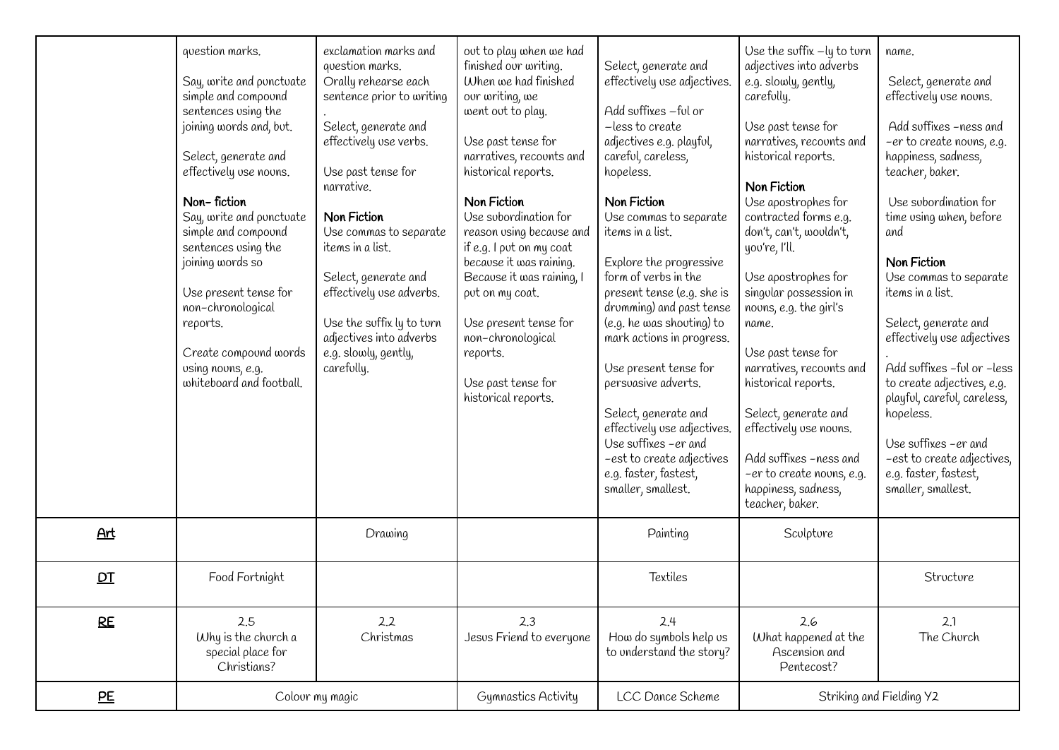| | | | | | | |
|---|---|---|---|---|---|---|
| | question marks.<br><br>Say, write and punctuate simple and compound sentences using the joining words and, but.<br><br>Select, generate and effectively use nouns.<br><br>**Non- fiction**<br>Say, write and punctuate simple and compound sentences using the joining words so<br><br>Use present tense for non-chronological reports.<br><br>Create compound words using nouns, e.g. whiteboard and football. | exclamation marks and question marks.<br>Orally rehearse each sentence prior to writing<br>.<br>Select, generate and effectively use verbs.<br><br>Use past tense for narrative.<br><br>**Non Fiction**<br>Use commas to separate items in a list.<br><br>Select, generate and effectively use adverbs.<br><br>Use the suffix ly to turn adjectives into adverbs e.g. slowly, gently, carefully. | out to play when we had finished our writing. When we had finished our writing, we went out to play.<br><br>Use past tense for narratives, recounts and historical reports.<br><br>**Non Fiction**<br>Use subordination for reason using because and if e.g. I put on my coat because it was raining. Because it was raining, I put on my coat.<br><br>Use present tense for non-chronological reports.<br><br>Use past tense for historical reports. | Select, generate and effectively use adjectives.<br><br>Add suffixes –ful or –less to create adjectives e.g. playful, careful, careless, hopeless.<br><br>**Non Fiction**<br>Use commas to separate items in a list.<br><br>Explore the progressive form of verbs in the present tense (e.g. she is drumming) and past tense (e.g. he was shouting) to mark actions in progress.<br><br>Use present tense for persuasive adverts.<br><br>Select, generate and effectively use adjectives.<br>Use suffixes -er and -est to create adjectives e.g. faster, fastest, smaller, smallest. | Use the suffix –ly to turn adjectives into adverbs e.g. slowly, gently, carefully.<br><br>Use past tense for narratives, recounts and historical reports.<br><br>**Non Fiction**<br>Use apostrophes for contracted forms e.g. don't, can't, wouldn't, you're, I'll.<br><br>Use apostrophes for singular possession in nouns, e.g. the girl's name.<br><br>Use past tense for narratives, recounts and historical reports.<br><br>Select, generate and effectively use nouns.<br><br>Add suffixes -ness and -er to create nouns, e.g. happiness, sadness, teacher, baker. | name.<br><br>Select, generate and effectively use nouns.<br><br>Add suffixes -ness and -er to create nouns, e.g. happiness, sadness, teacher, baker.<br><br>Use subordination for time using when, before and<br><br>**Non Fiction**<br>Use commas to separate items in a list.<br><br>Select, generate and effectively use adjectives<br>.<br>Add suffixes -ful or -less to create adjectives, e.g. playful, careful, careless, hopeless.<br><br>Use suffixes -er and -est to create adjectives, e.g. faster, fastest, smaller, smallest. |
| **Art** | | Drawing | | Painting | Sculpture | |
| **DT** | Food Fortnight | | | Textiles | | Structure |
| **RE** | 2.5<br>Why is the church a special place for Christians? | 2.2<br>Christmas | 2.3<br>Jesus Friend to everyone | 2.4<br>How do symbols help us to understand the story? | 2.6<br>What happened at the Ascension and Pentecost? | 2.1<br>The Church |
| **PE** | Colour my magic | | Gymnastics Activity | LCC Dance Scheme | Striking and Fielding Y2 | |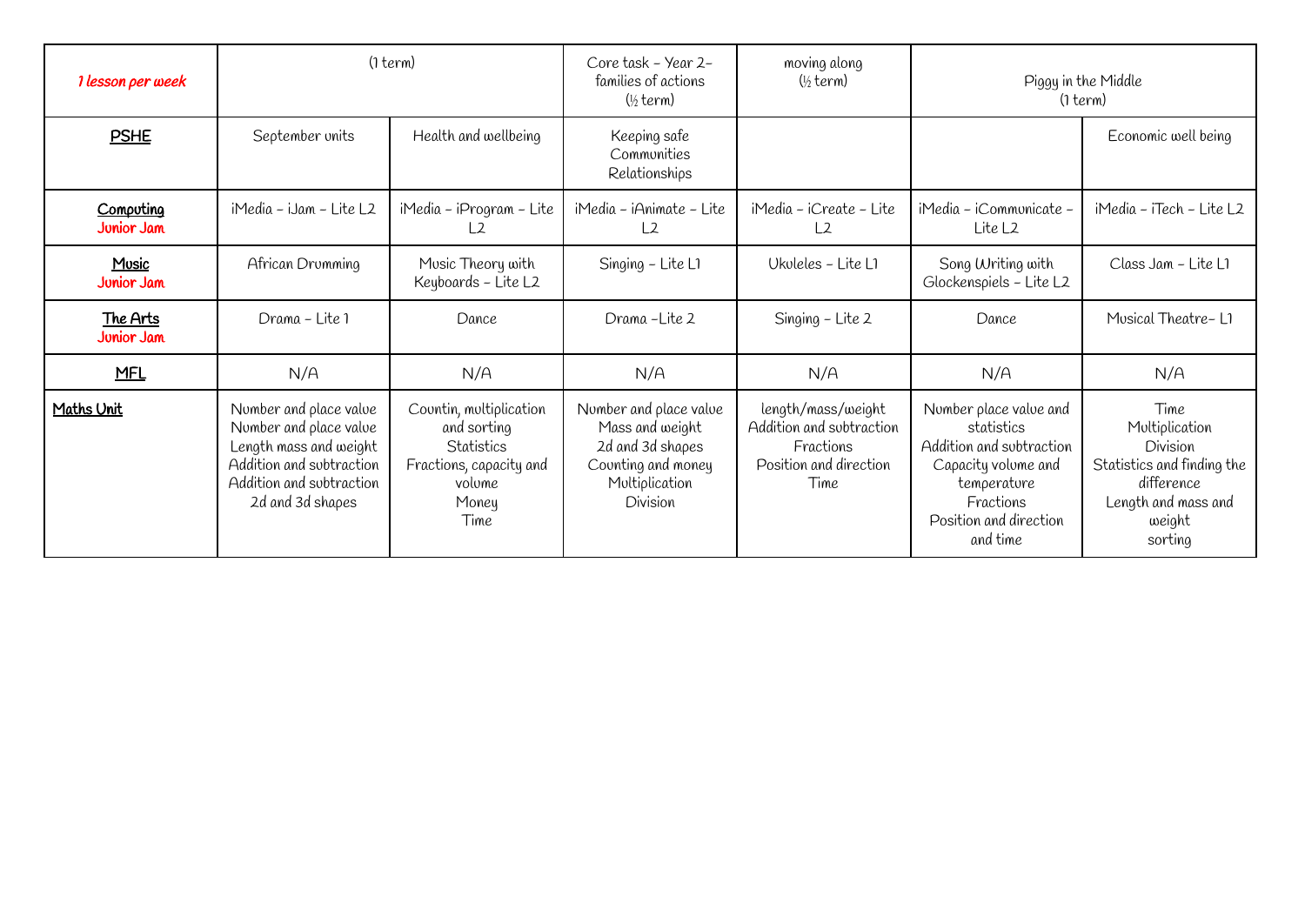| *1 lesson per week* | (1 term) | | Core task – Year 2– families of actions (½ term) | moving along (½ term) | Piggy in the Middle (1 term) | |
|---|---|---|---|---|---|---|
| **PSHE** | September units | Health and wellbeing | Keeping safe<br>Communities<br>Relationships | | | Economic well being |
| **Computing**<br>Junior Jam | iMedia – iJam – Lite L2 | iMedia – iProgram – Lite L2 | iMedia – iAnimate – Lite L2 | iMedia – iCreate – Lite L2 | iMedia – iCommunicate – Lite L2 | iMedia – iTech – Lite L2 |
| **Music**<br>Junior Jam | African Drumming | Music Theory with Keyboards – Lite L2 | Singing – Lite L1 | Ukuleles – Lite L1 | Song Writing with Glockenspiels – Lite L2 | Class Jam – Lite L1 |
| **The Arts**<br>Junior Jam | Drama – Lite 1 | Dance | Drama –Lite 2 | Singing – Lite 2 | Dance | Musical Theatre– L1 |
| **MFL** | N/A | N/A | N/A | N/A | N/A | N/A |
| **Maths Unit** | Number and place value<br>Number and place value<br>Length mass and weight<br>Addition and subtraction<br>Addition and subtraction<br>2d and 3d shapes | Countin, multiplication and sorting<br>Statistics<br>Fractions, capacity and volume<br>Money<br>Time | Number and place value<br>Mass and weight<br>2d and 3d shapes<br>Counting and money<br>Multiplication<br>Division | length/mass/weight<br>Addition and subtraction<br>Fractions<br>Position and direction<br>Time | Number place value and statistics<br>Addition and subtraction<br>Capacity volume and temperature<br>Fractions<br>Position and direction and time | Time<br>Multiplication<br>Division<br>Statistics and finding the difference<br>Length and mass and weight<br>sorting |